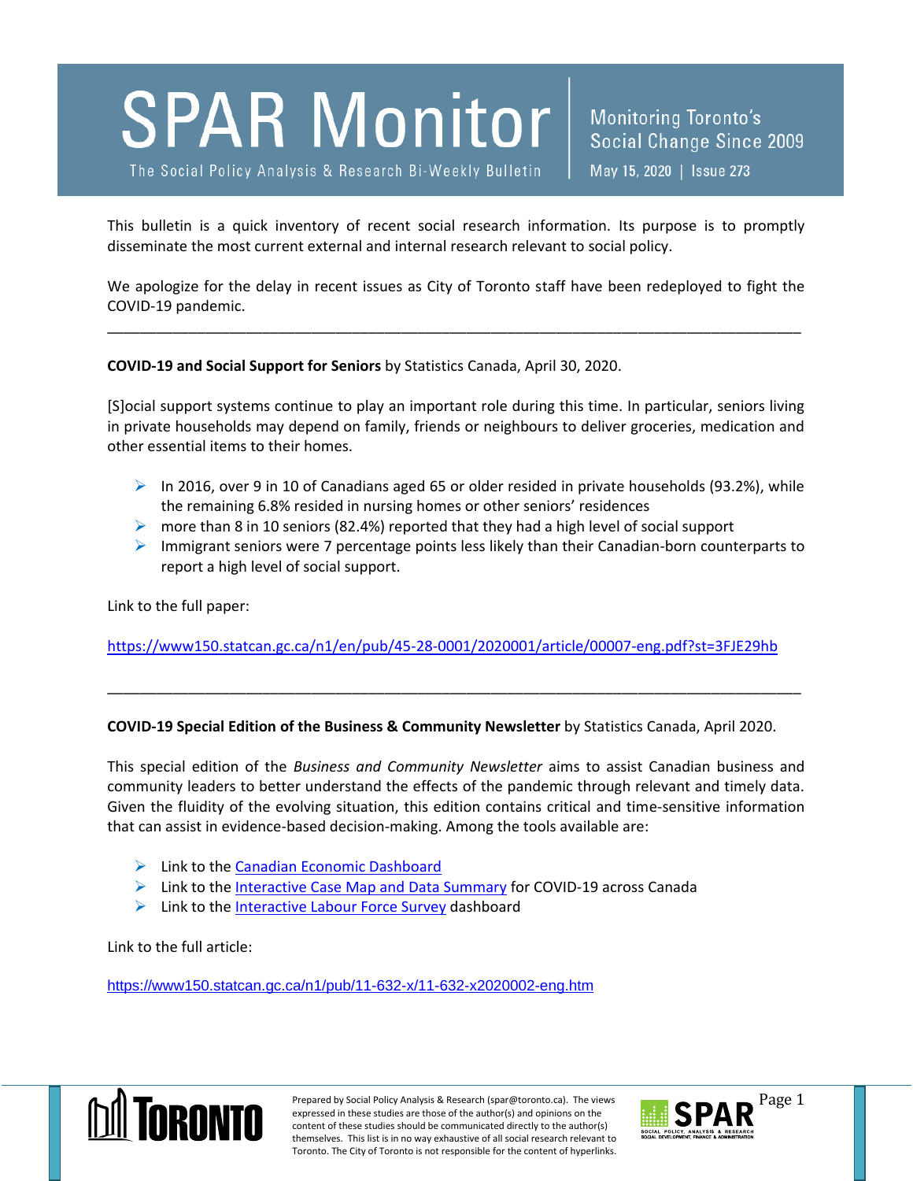# SPAR Monitor

The Social Policy Analysis & Research Bi-Weekly Bulletin

Monitoring Toronto's Social Change Since 2009

May 15, 2020 | Issue 273

This bulletin is a quick inventory of recent social research information. Its purpose is to promptly disseminate the most current external and internal research relevant to social policy.

We apologize for the delay in recent issues as City of Toronto staff have been redeployed to fight the COVID-19 pandemic.

---

**COVID-19 and Social Support for Seniors** by Statistics Canada, April 30, 2020.

[S]ocial support systems continue to play an important role during this time. In particular, seniors living in private households may depend on family, friends or neighbours to deliver groceries, medication and other essential items to their homes.

- In 2016, over 9 in 10 of Canadians aged 65 or older resided in private households (93.2%), while the remaining 6.8% resided in nursing homes or other seniors' residences
- more than 8 in 10 seniors (82.4%) reported that they had a high level of social support
- Immigrant seniors were 7 percentage points less likely than their Canadian-born counterparts to report a high level of social support.

Link to the full paper:

https://www150.statcan.gc.ca/n1/en/pub/45-28-0001/2020001/article/00007-eng.pdf?st=3FJE29hb

---

**COVID-19 Special Edition of the Business & Community Newsletter** by Statistics Canada, April 2020.

This special edition of the *Business and Community Newsletter* aims to assist Canadian business and community leaders to better understand the effects of the pandemic through relevant and timely data. Given the fluidity of the evolving situation, this edition contains critical and time-sensitive information that can assist in evidence-based decision-making. Among the tools available are:

- Link to the Canadian Economic Dashboard
- Link to the Interactive Case Map and Data Summary for COVID-19 across Canada
- Link to the Interactive Labour Force Survey dashboard

Link to the full article:

https://www150.statcan.gc.ca/n1/pub/11-632-x/11-632-x2020002-eng.htm

Prepared by Social Policy Analysis & Research (spar@toronto.ca). The views expressed in these studies are those of the author(s) and opinions on the content of these studies should be communicated directly to the author(s) themselves. This list is in no way exhaustive of all social research relevant to Toronto. The City of Toronto is not responsible for the content of hyperlinks.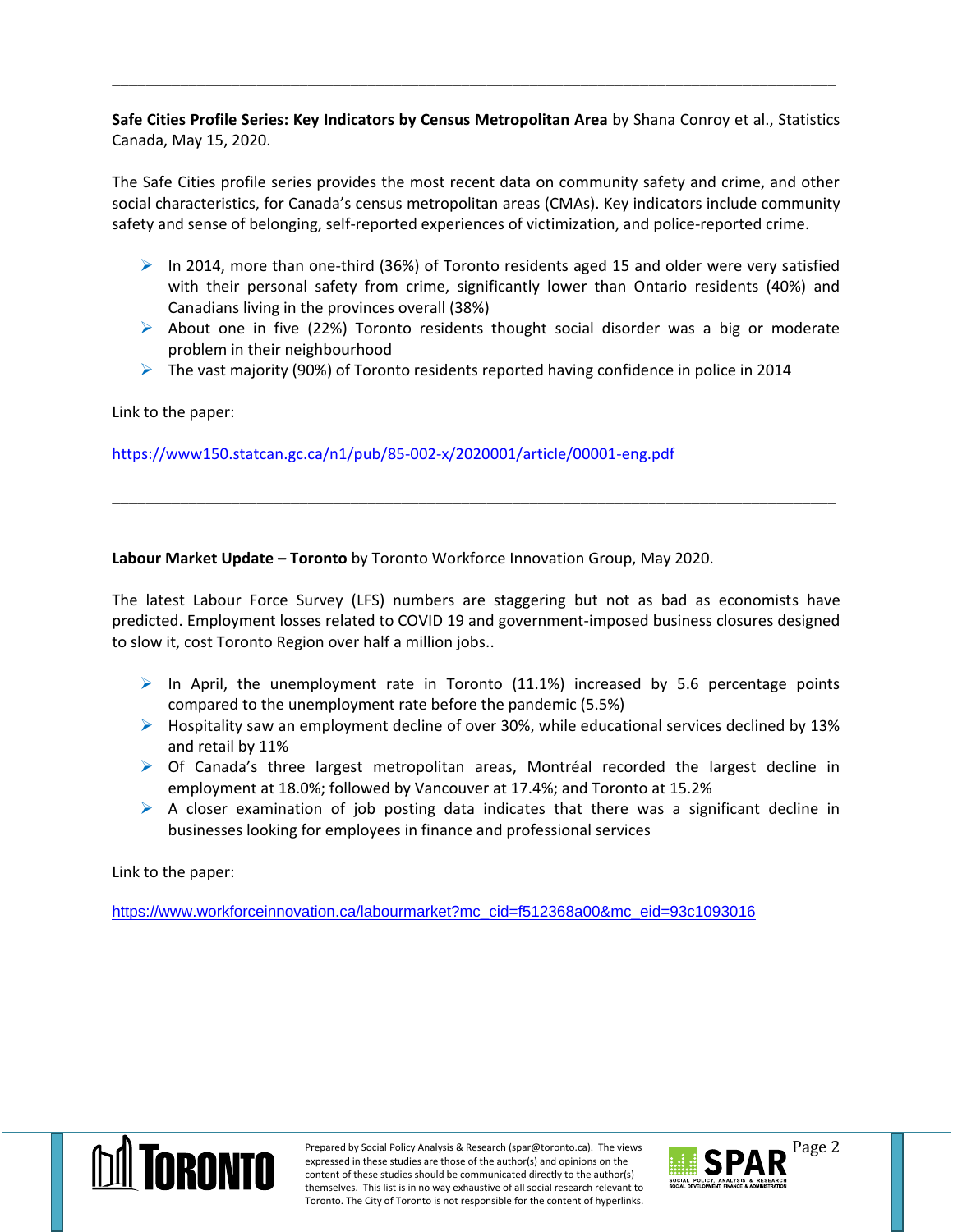---

**Safe Cities Profile Series: Key Indicators by Census Metropolitan Area** by Shana Conroy et al., Statistics Canada, May 15, 2020.

The Safe Cities profile series provides the most recent data on community safety and crime, and other social characteristics, for Canada's census metropolitan areas (CMAs). Key indicators include community safety and sense of belonging, self-reported experiences of victimization, and police-reported crime.

- In 2014, more than one-third (36%) of Toronto residents aged 15 and older were very satisfied with their personal safety from crime, significantly lower than Ontario residents (40%) and Canadians living in the provinces overall (38%)
- About one in five (22%) Toronto residents thought social disorder was a big or moderate problem in their neighbourhood
- The vast majority (90%) of Toronto residents reported having confidence in police in 2014

Link to the paper:

https://www150.statcan.gc.ca/n1/pub/85-002-x/2020001/article/00001-eng.pdf

---

**Labour Market Update – Toronto** by Toronto Workforce Innovation Group, May 2020.

The latest Labour Force Survey (LFS) numbers are staggering but not as bad as economists have predicted. Employment losses related to COVID 19 and government-imposed business closures designed to slow it, cost Toronto Region over half a million jobs..

- In April, the unemployment rate in Toronto (11.1%) increased by 5.6 percentage points compared to the unemployment rate before the pandemic (5.5%)
- Hospitality saw an employment decline of over 30%, while educational services declined by 13% and retail by 11%
- Of Canada's three largest metropolitan areas, Montréal recorded the largest decline in employment at 18.0%; followed by Vancouver at 17.4%; and Toronto at 15.2%
- A closer examination of job posting data indicates that there was a significant decline in businesses looking for employees in finance and professional services

Link to the paper:

https://www.workforceinnovation.ca/labourmarket?mc_cid=f512368a00&mc_eid=93c1093016

Prepared by Social Policy Analysis & Research (spar@toronto.ca). The views expressed in these studies are those of the author(s) and opinions on the content of these studies should be communicated directly to the author(s) themselves. This list is in no way exhaustive of all social research relevant to Toronto. The City of Toronto is not responsible for the content of hyperlinks.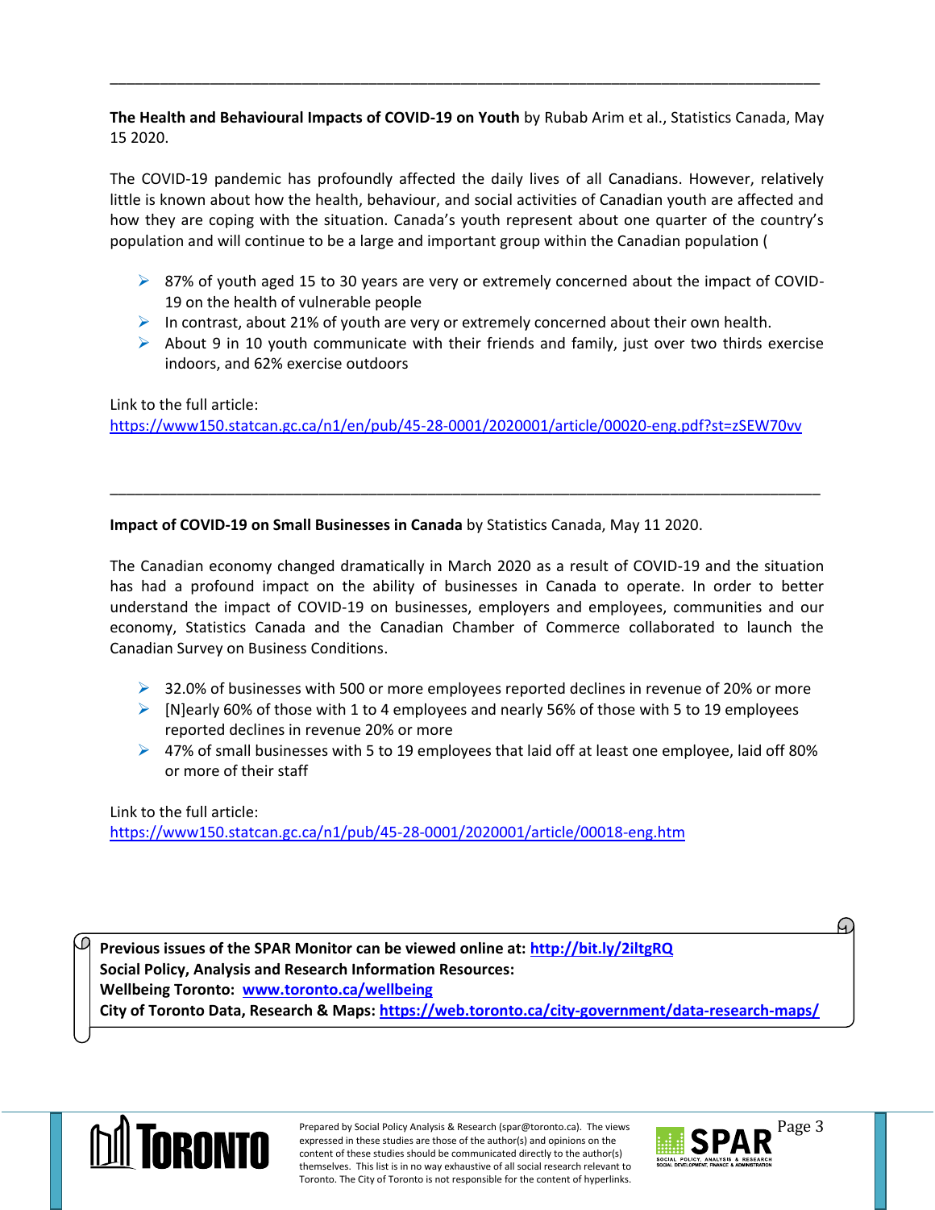---

**The Health and Behavioural Impacts of COVID-19 on Youth** by Rubab Arim et al., Statistics Canada, May 15 2020.

The COVID-19 pandemic has profoundly affected the daily lives of all Canadians. However, relatively little is known about how the health, behaviour, and social activities of Canadian youth are affected and how they are coping with the situation. Canada's youth represent about one quarter of the country's population and will continue to be a large and important group within the Canadian population (

- 87% of youth aged 15 to 30 years are very or extremely concerned about the impact of COVID-19 on the health of vulnerable people
- In contrast, about 21% of youth are very or extremely concerned about their own health.
- About 9 in 10 youth communicate with their friends and family, just over two thirds exercise indoors, and 62% exercise outdoors

Link to the full article:
https://www150.statcan.gc.ca/n1/en/pub/45-28-0001/2020001/article/00020-eng.pdf?st=zSEW70vv

---

**Impact of COVID-19 on Small Businesses in Canada** by Statistics Canada, May 11 2020.

The Canadian economy changed dramatically in March 2020 as a result of COVID-19 and the situation has had a profound impact on the ability of businesses in Canada to operate. In order to better understand the impact of COVID-19 on businesses, employers and employees, communities and our economy, Statistics Canada and the Canadian Chamber of Commerce collaborated to launch the Canadian Survey on Business Conditions.

- 32.0% of businesses with 500 or more employees reported declines in revenue of 20% or more
- [N]early 60% of those with 1 to 4 employees and nearly 56% of those with 5 to 19 employees reported declines in revenue 20% or more
- 47% of small businesses with 5 to 19 employees that laid off at least one employee, laid off 80% or more of their staff

Link to the full article:
https://www150.statcan.gc.ca/n1/pub/45-28-0001/2020001/article/00018-eng.htm

**Previous issues of the SPAR Monitor can be viewed online at: http://bit.ly/2iltgRQ**
**Social Policy, Analysis and Research Information Resources:**
**Wellbeing Toronto: www.toronto.ca/wellbeing**
**City of Toronto Data, Research & Maps: https://web.toronto.ca/city-government/data-research-maps/**

Prepared by Social Policy Analysis & Research (spar@toronto.ca). The views expressed in these studies are those of the author(s) and opinions on the content of these studies should be communicated directly to the author(s) themselves. This list is in no way exhaustive of all social research relevant to Toronto. The City of Toronto is not responsible for the content of hyperlinks.